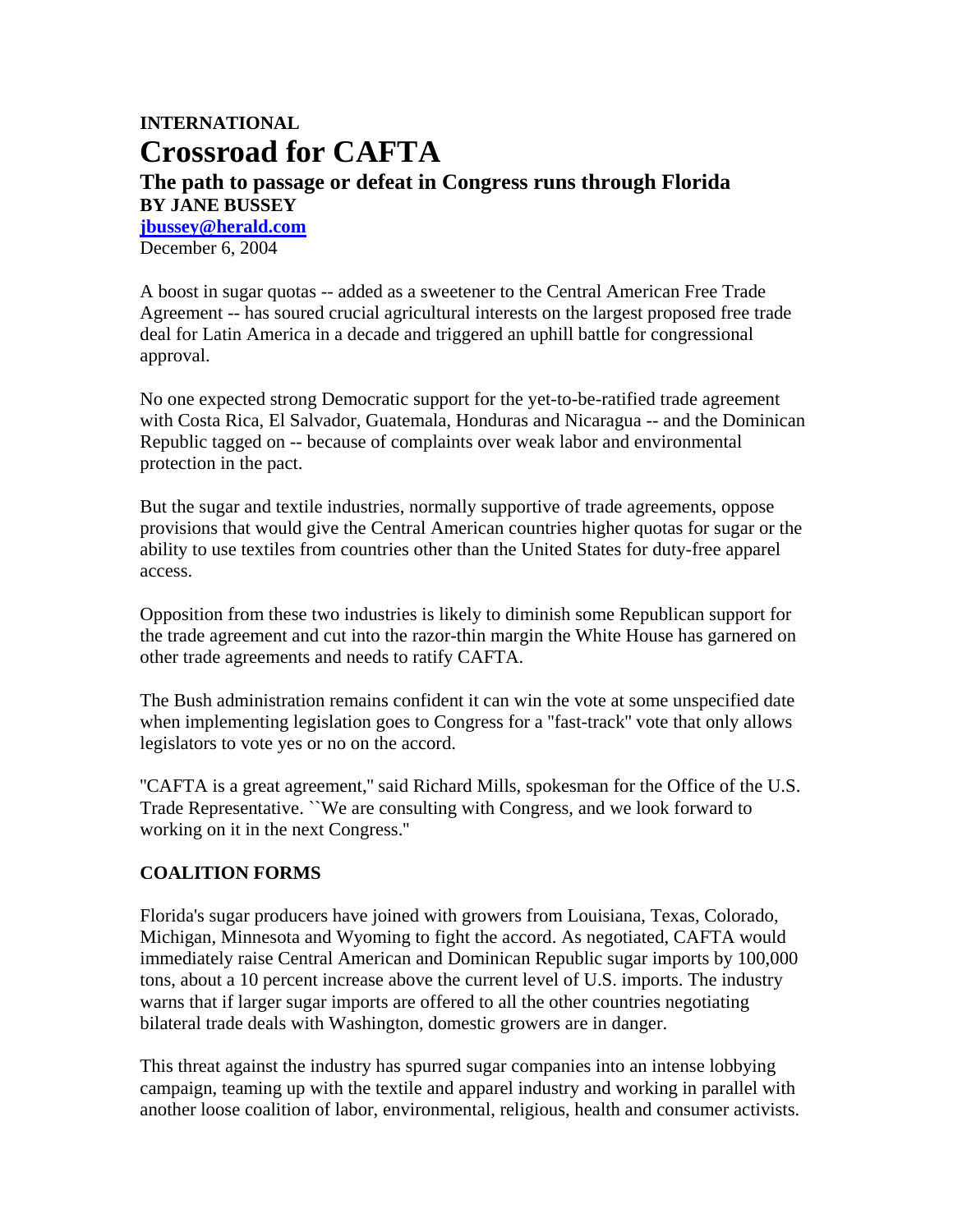**INTERNATIONAL**

# Crossroad for CAFTA

## The path to passage or defeat in Congress runs through Florida

**BY JANE BUSSEY**

**jbussey@herald.com**

December 6, 2004

A boost in sugar quotas -- added as a sweetener to the Central American Free Trade Agreement -- has soured crucial agricultural interests on the largest proposed free trade deal for Latin America in a decade and triggered an uphill battle for congressional approval.

No one expected strong Democratic support for the yet-to-be-ratified trade agreement with Costa Rica, El Salvador, Guatemala, Honduras and Nicaragua -- and the Dominican Republic tagged on -- because of complaints over weak labor and environmental protection in the pact.

But the sugar and textile industries, normally supportive of trade agreements, oppose provisions that would give the Central American countries higher quotas for sugar or the ability to use textiles from countries other than the United States for duty-free apparel access.

Opposition from these two industries is likely to diminish some Republican support for the trade agreement and cut into the razor-thin margin the White House has garnered on other trade agreements and needs to ratify CAFTA.

The Bush administration remains confident it can win the vote at some unspecified date when implementing legislation goes to Congress for a "fast-track" vote that only allows legislators to vote yes or no on the accord.

"CAFTA is a great agreement," said Richard Mills, spokesman for the Office of the U.S. Trade Representative. ``We are consulting with Congress, and we look forward to working on it in the next Congress."

### COALITION FORMS

Florida's sugar producers have joined with growers from Louisiana, Texas, Colorado, Michigan, Minnesota and Wyoming to fight the accord. As negotiated, CAFTA would immediately raise Central American and Dominican Republic sugar imports by 100,000 tons, about a 10 percent increase above the current level of U.S. imports. The industry warns that if larger sugar imports are offered to all the other countries negotiating bilateral trade deals with Washington, domestic growers are in danger.

This threat against the industry has spurred sugar companies into an intense lobbying campaign, teaming up with the textile and apparel industry and working in parallel with another loose coalition of labor, environmental, religious, health and consumer activists.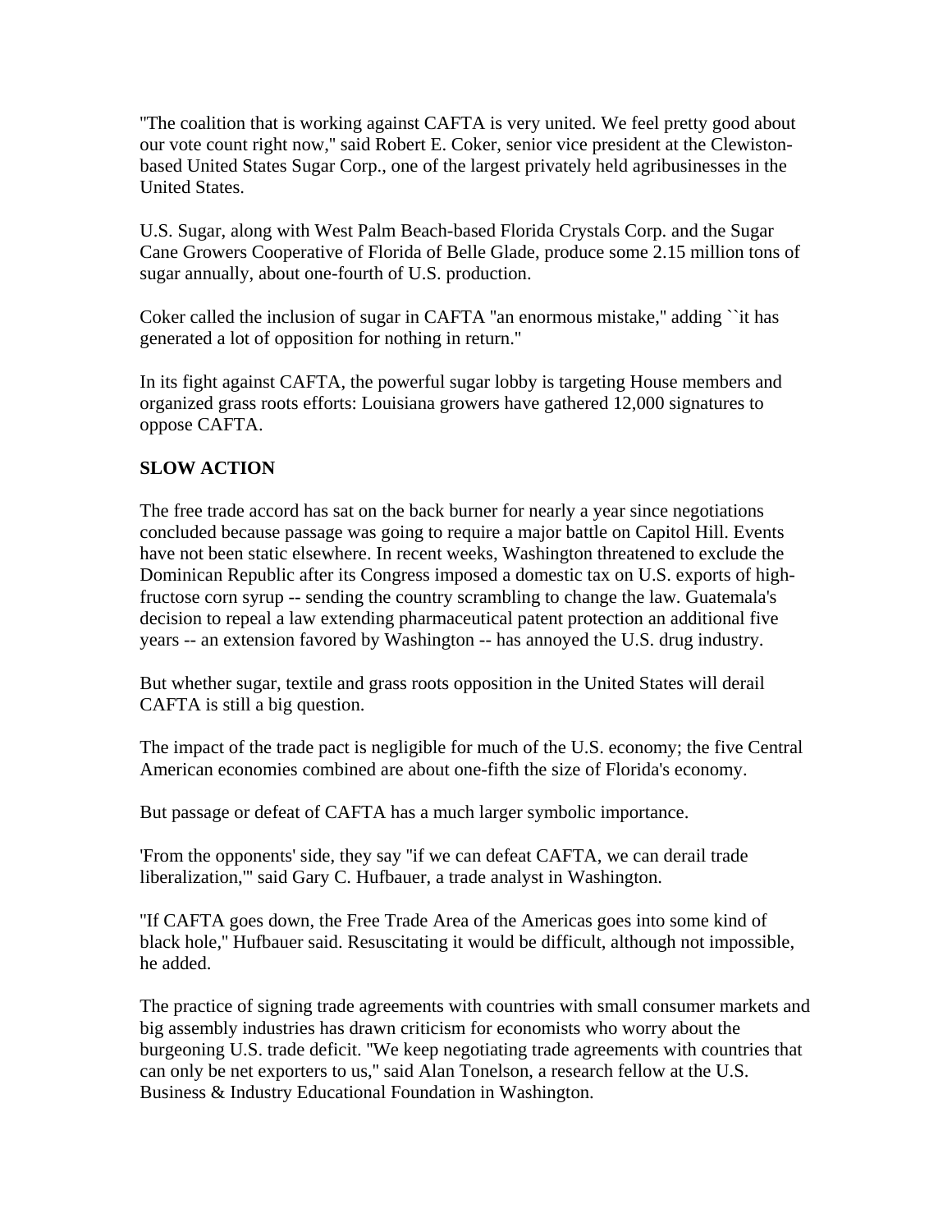"The coalition that is working against CAFTA is very united. We feel pretty good about our vote count right now," said Robert E. Coker, senior vice president at the Clewiston-based United States Sugar Corp., one of the largest privately held agribusinesses in the United States.

U.S. Sugar, along with West Palm Beach-based Florida Crystals Corp. and the Sugar Cane Growers Cooperative of Florida of Belle Glade, produce some 2.15 million tons of sugar annually, about one-fourth of U.S. production.

Coker called the inclusion of sugar in CAFTA "an enormous mistake," adding ``it has generated a lot of opposition for nothing in return."

In its fight against CAFTA, the powerful sugar lobby is targeting House members and organized grass roots efforts: Louisiana growers have gathered 12,000 signatures to oppose CAFTA.

**SLOW ACTION**

The free trade accord has sat on the back burner for nearly a year since negotiations concluded because passage was going to require a major battle on Capitol Hill. Events have not been static elsewhere. In recent weeks, Washington threatened to exclude the Dominican Republic after its Congress imposed a domestic tax on U.S. exports of high-fructose corn syrup -- sending the country scrambling to change the law. Guatemala's decision to repeal a law extending pharmaceutical patent protection an additional five years -- an extension favored by Washington -- has annoyed the U.S. drug industry.

But whether sugar, textile and grass roots opposition in the United States will derail CAFTA is still a big question.

The impact of the trade pact is negligible for much of the U.S. economy; the five Central American economies combined are about one-fifth the size of Florida's economy.

But passage or defeat of CAFTA has a much larger symbolic importance.

'From the opponents' side, they say "if we can defeat CAFTA, we can derail trade liberalization,"' said Gary C. Hufbauer, a trade analyst in Washington.

"If CAFTA goes down, the Free Trade Area of the Americas goes into some kind of black hole," Hufbauer said. Resuscitating it would be difficult, although not impossible, he added.

The practice of signing trade agreements with countries with small consumer markets and big assembly industries has drawn criticism for economists who worry about the burgeoning U.S. trade deficit. "We keep negotiating trade agreements with countries that can only be net exporters to us," said Alan Tonelson, a research fellow at the U.S. Business & Industry Educational Foundation in Washington.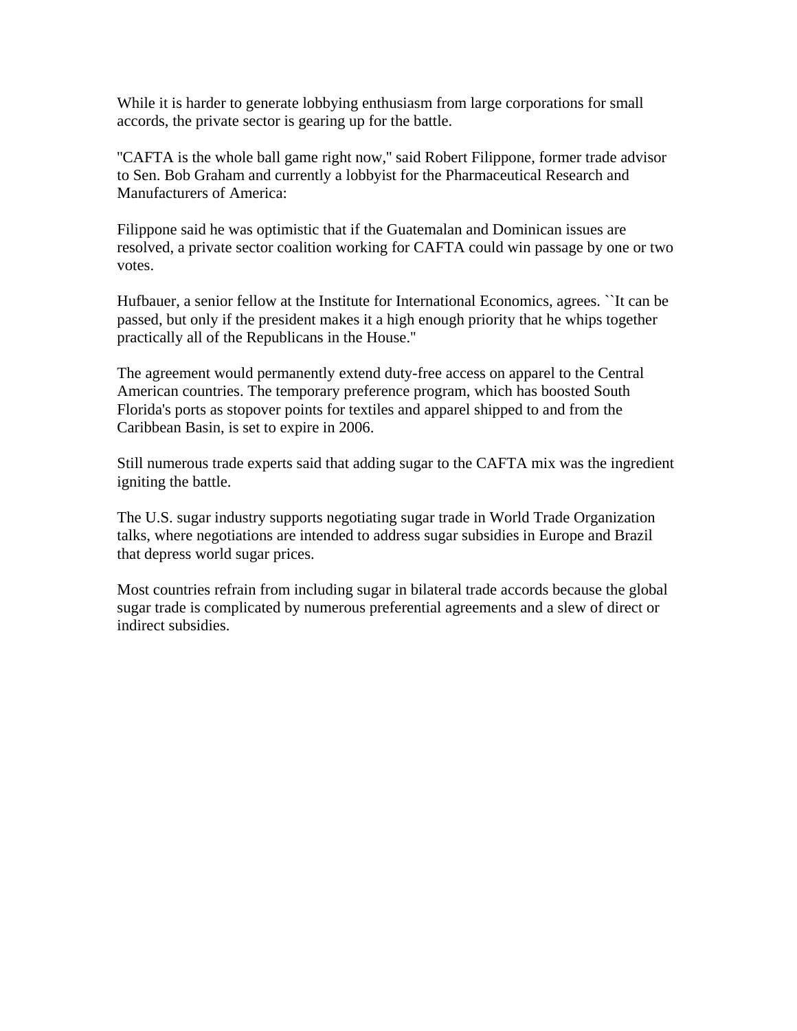While it is harder to generate lobbying enthusiasm from large corporations for small accords, the private sector is gearing up for the battle.

''CAFTA is the whole ball game right now,'' said Robert Filippone, former trade advisor to Sen. Bob Graham and currently a lobbyist for the Pharmaceutical Research and Manufacturers of America:

Filippone said he was optimistic that if the Guatemalan and Dominican issues are resolved, a private sector coalition working for CAFTA could win passage by one or two votes.

Hufbauer, a senior fellow at the Institute for International Economics, agrees. ``It can be passed, but only if the president makes it a high enough priority that he whips together practically all of the Republicans in the House.''

The agreement would permanently extend duty-free access on apparel to the Central American countries. The temporary preference program, which has boosted South Florida's ports as stopover points for textiles and apparel shipped to and from the Caribbean Basin, is set to expire in 2006.

Still numerous trade experts said that adding sugar to the CAFTA mix was the ingredient igniting the battle.

The U.S. sugar industry supports negotiating sugar trade in World Trade Organization talks, where negotiations are intended to address sugar subsidies in Europe and Brazil that depress world sugar prices.

Most countries refrain from including sugar in bilateral trade accords because the global sugar trade is complicated by numerous preferential agreements and a slew of direct or indirect subsidies.